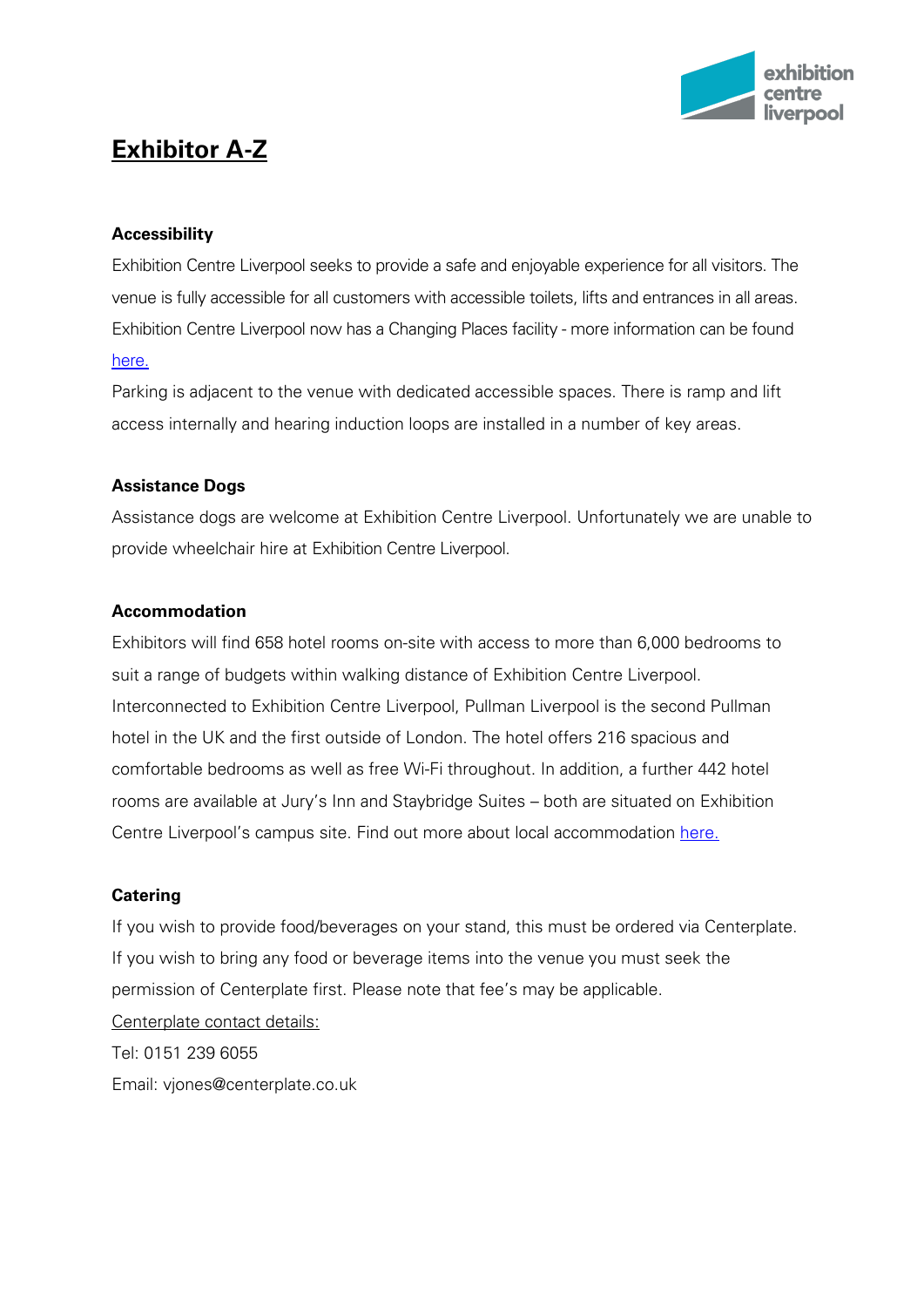# Exhibitor A-Z

### Accessibility

Exhibition Centre Liverpool seeks to provide a safe and enjoyable experience for all visitors. The venue is fully accessible for all customers with accessible toilets, lifts and entrances in all areas. Exhibition Centre Liverpool now has a Changing Places facility - more information can be found here.

Parking is adjacent to the venue with dedicated accessible spaces. There is ramp and lift access internally and hearing induction loops are installed in a number of key areas.

### Assistance Dogs

Assistance dogs are welcome at Exhibition Centre Liverpool. Unfortunately we are unable to provide wheelchair hire at Exhibition Centre Liverpool.

### Accommodation

Exhibitors will find 658 hotel rooms on-site with access to more than 6,000 bedrooms to suit a range of budgets within walking distance of Exhibition Centre Liverpool. Interconnected to Exhibition Centre Liverpool, Pullman Liverpool is the second Pullman hotel in the UK and the first outside of London. The hotel offers 216 spacious and comfortable bedrooms as well as free Wi-Fi throughout. In addition, a further 442 hotel rooms are available at Jury's Inn and Staybridge Suites – both are situated on Exhibition Centre Liverpool's campus site. Find out more about local accommodation here.

### Catering

If you wish to provide food/beverages on your stand, this must be ordered via Centerplate. If you wish to bring any food or beverage items into the venue you must seek the permission of Centerplate first. Please note that fee's may be applicable.

Centerplate contact details:

Tel: 0151 239 6055

Email: vjones@centerplate.co.uk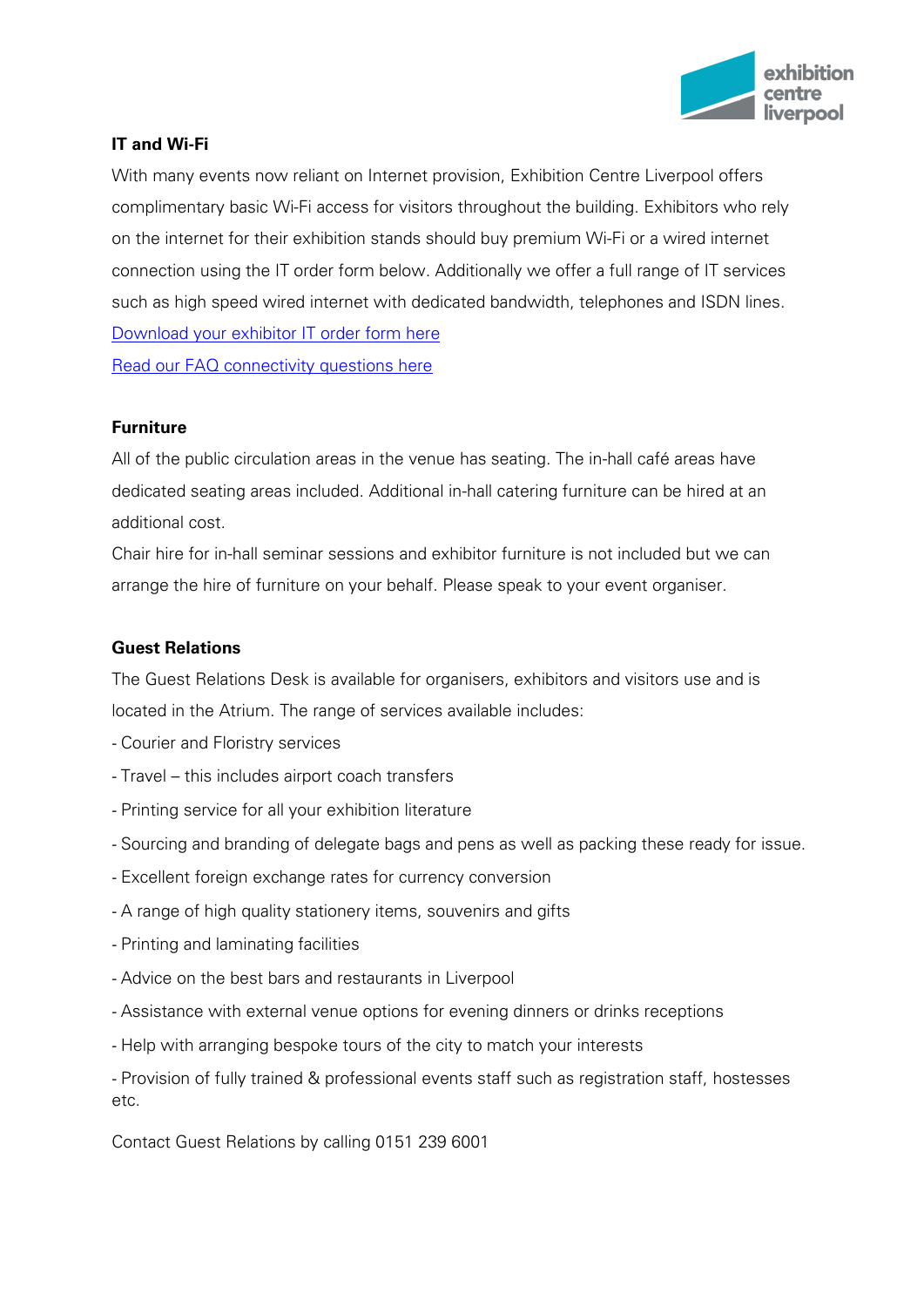**IT and Wi-Fi**

With many events now reliant on Internet provision, Exhibition Centre Liverpool offers complimentary basic Wi-Fi access for visitors throughout the building. Exhibitors who rely on the internet for their exhibition stands should buy premium Wi-Fi or a wired internet connection using the IT order form below. Additionally we offer a full range of IT services such as high speed wired internet with dedicated bandwidth, telephones and ISDN lines.

Download your exhibitor IT order form here

Read our FAQ connectivity questions here

**Furniture**

All of the public circulation areas in the venue has seating. The in-hall café areas have dedicated seating areas included. Additional in-hall catering furniture can be hired at an additional cost.

Chair hire for in-hall seminar sessions and exhibitor furniture is not included but we can arrange the hire of furniture on your behalf. Please speak to your event organiser.

**Guest Relations**

The Guest Relations Desk is available for organisers, exhibitors and visitors use and is located in the Atrium. The range of services available includes:

- Courier and Floristry services
- Travel – this includes airport coach transfers
- Printing service for all your exhibition literature
- Sourcing and branding of delegate bags and pens as well as packing these ready for issue.
- Excellent foreign exchange rates for currency conversion
- A range of high quality stationery items, souvenirs and gifts
- Printing and laminating facilities
- Advice on the best bars and restaurants in Liverpool
- Assistance with external venue options for evening dinners or drinks receptions
- Help with arranging bespoke tours of the city to match your interests
- Provision of fully trained & professional events staff such as registration staff, hostesses etc.

Contact Guest Relations by calling 0151 239 6001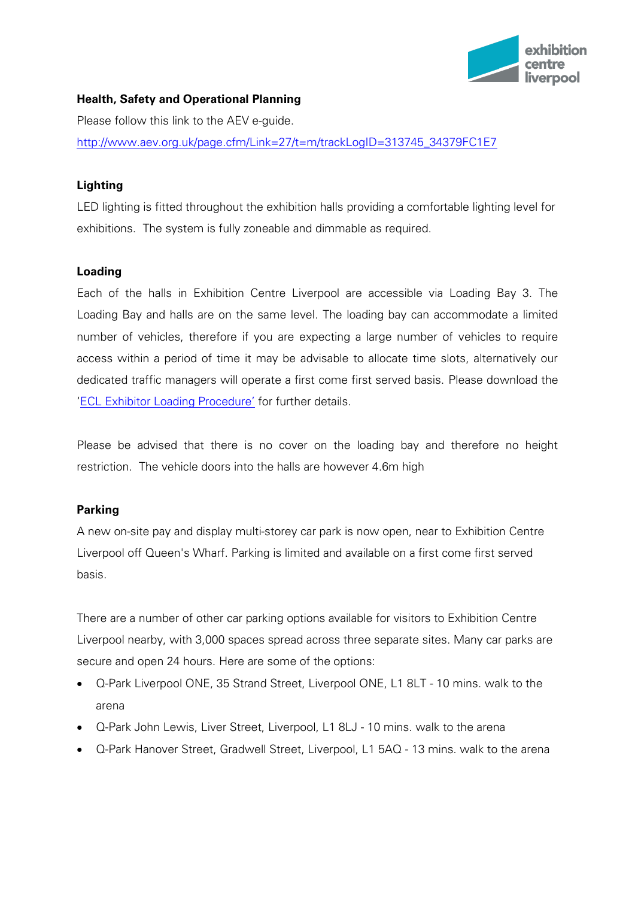**Health, Safety and Operational Planning**

Please follow this link to the AEV e-guide.

[http://www.aev.org.uk/page.cfm/Link=27/t=m/trackLogID=313745_34379FC1E7](http://www.aev.org.uk/page.cfm/Link=27/t=m/trackLogID=313745_34379FC1E7)

**Lighting**

LED lighting is fitted throughout the exhibition halls providing a comfortable lighting level for exhibitions. The system is fully zoneable and dimmable as required.

**Loading**

Each of the halls in Exhibition Centre Liverpool are accessible via Loading Bay 3. The Loading Bay and halls are on the same level. The loading bay can accommodate a limited number of vehicles, therefore if you are expecting a large number of vehicles to require access within a period of time it may be advisable to allocate time slots, alternatively our dedicated traffic managers will operate a first come first served basis. Please download the 'ECL Exhibitor Loading Procedure' for further details.

Please be advised that there is no cover on the loading bay and therefore no height restriction. The vehicle doors into the halls are however 4.6m high

**Parking**

A new on-site pay and display multi-storey car park is now open, near to Exhibition Centre Liverpool off Queen's Wharf. Parking is limited and available on a first come first served basis.

There are a number of other car parking options available for visitors to Exhibition Centre Liverpool nearby, with 3,000 spaces spread across three separate sites. Many car parks are secure and open 24 hours. Here are some of the options:

- Q-Park Liverpool ONE, 35 Strand Street, Liverpool ONE, L1 8LT - 10 mins. walk to the arena
- Q-Park John Lewis, Liver Street, Liverpool, L1 8LJ - 10 mins. walk to the arena
- Q-Park Hanover Street, Gradwell Street, Liverpool, L1 5AQ - 13 mins. walk to the arena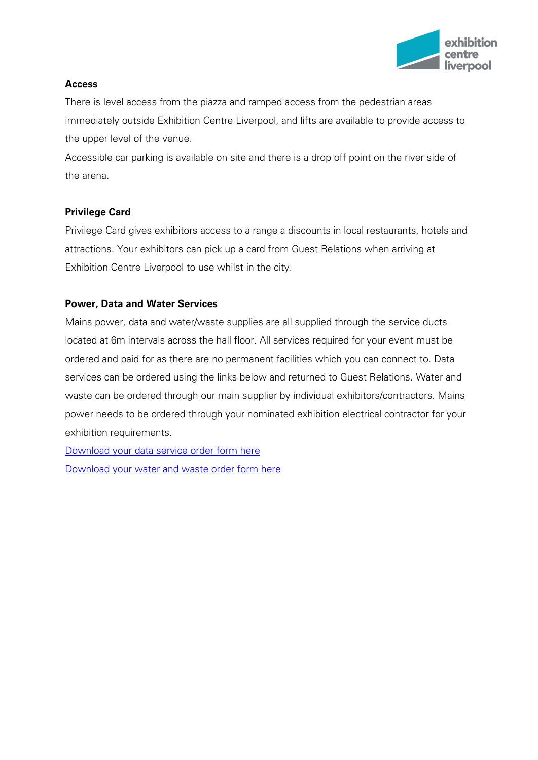**Access**

There is level access from the piazza and ramped access from the pedestrian areas immediately outside Exhibition Centre Liverpool, and lifts are available to provide access to the upper level of the venue.

Accessible car parking is available on site and there is a drop off point on the river side of the arena.

**Privilege Card**

Privilege Card gives exhibitors access to a range a discounts in local restaurants, hotels and attractions. Your exhibitors can pick up a card from Guest Relations when arriving at Exhibition Centre Liverpool to use whilst in the city.

**Power, Data and Water Services**

Mains power, data and water/waste supplies are all supplied through the service ducts located at 6m intervals across the hall floor. All services required for your event must be ordered and paid for as there are no permanent facilities which you can connect to. Data services can be ordered using the links below and returned to Guest Relations. Water and waste can be ordered through our main supplier by individual exhibitors/contractors. Mains power needs to be ordered through your nominated exhibition electrical contractor for your exhibition requirements.

Download your data service order form here

Download your water and waste order form here